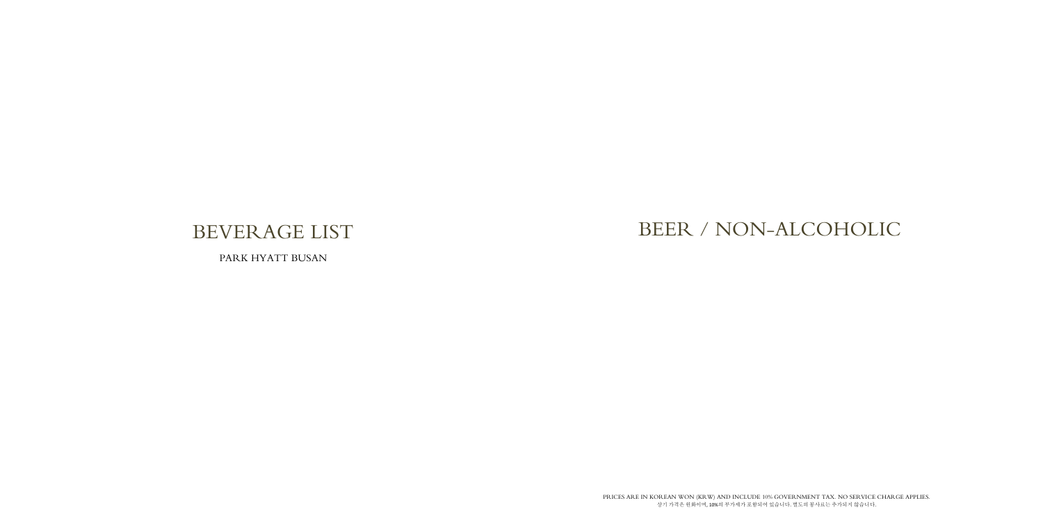# BEVERAGE LIST

PARK HYATT BUSAN

# BEER / NON-ALCOHOLIC

PRICES ARE IN KOREAN WON (KRW) AND INCLUDE 10% GOVERNMENT TAX. NO SERVICE CHARGE APPLIES.
상기 가격은 원화이며, 10%의 부가세가 포함되어 있습니다. 별도의 봉사료는 추가되지 않습니다.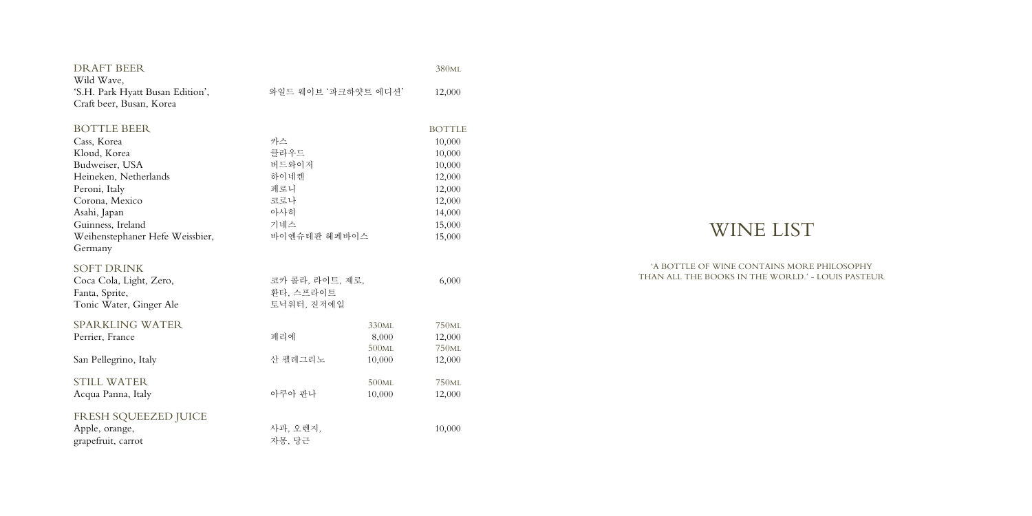## DRAFT BEER

| | | 380ML |
|---|---|---|
| Wild Wave, 'S.H. Park Hyatt Busan Edition', Craft beer, Busan, Korea | 와일드 웨이브 '파크하얏트 에디션' | 12,000 |

## BOTTLE BEER

| | | BOTTLE |
|---|---|---|
| Cass, Korea | 카스 | 10,000 |
| Kloud, Korea | 클라우드 | 10,000 |
| Budweiser, USA | 버드와이저 | 10,000 |
| Heineken, Netherlands | 하이네켄 | 12,000 |
| Peroni, Italy | 페로니 | 12,000 |
| Corona, Mexico | 코로나 | 12,000 |
| Asahi, Japan | 아사히 | 14,000 |
| Guinness, Ireland | 기네스 | 15,000 |
| Weihenstephaner Hefe Weissbier, Germany | 바이엔슈테판 헤페바이스 | 15,000 |

## SOFT DRINK

| | | |
|---|---|---|
| Coca Cola, Light, Zero, Fanta, Sprite, Tonic Water, Ginger Ale | 코카 콜라, 라이트, 제로, 환타, 스프라이트 토닉워터, 진저에일 | 6,000 |

## SPARKLING WATER

| | | | |
|---|---|---|---|
| | | 330ML | 750ML |
| Perrier, France | 페리에 | 8,000 | 12,000 |
| | | 500ML | 750ML |
| San Pellegrino, Italy | 산 펠레그리노 | 10,000 | 12,000 |

## STILL WATER

| | | 500ML | 750ML |
|---|---|---|---|
| Acqua Panna, Italy | 아쿠아 판나 | 10,000 | 12,000 |

## FRESH SQUEEZED JUICE

| | | |
|---|---|---|
| Apple, orange, grapefruit, carrot | 사과, 오렌지, 자몽, 당근 | 10,000 |

# WINE LIST

'A BOTTLE OF WINE CONTAINS MORE PHILOSOPHY THAN ALL THE BOOKS IN THE WORLD.' - LOUIS PASTEUR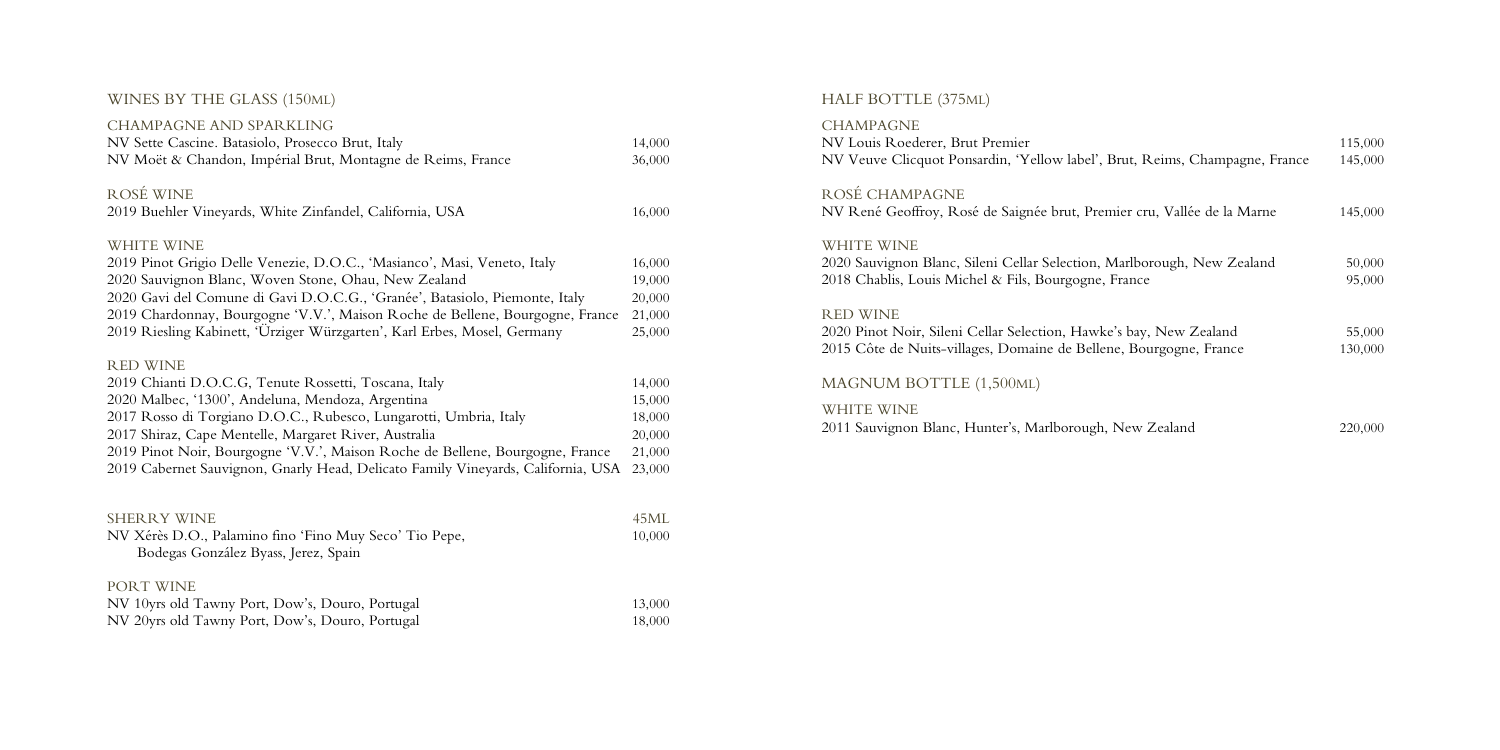## WINES BY THE GLASS (150ML)

### CHAMPAGNE AND SPARKLING

| | |
|---|---|
| NV Sette Cascine. Batasiolo, Prosecco Brut, Italy | 14,000 |
| NV Moët & Chandon, Impérial Brut, Montagne de Reims, France | 36,000 |

### ROSÉ WINE

| | |
|---|---|
| 2019 Buehler Vineyards, White Zinfandel, California, USA | 16,000 |

### WHITE WINE

| | |
|---|---|
| 2019 Pinot Grigio Delle Venezie, D.O.C., 'Masianco', Masi, Veneto, Italy | 16,000 |
| 2020 Sauvignon Blanc, Woven Stone, Ohau, New Zealand | 19,000 |
| 2020 Gavi del Comune di Gavi D.O.C.G., 'Granée', Batasiolo, Piemonte, Italy | 20,000 |
| 2019 Chardonnay, Bourgogne 'V.V.', Maison Roche de Bellene, Bourgogne, France | 21,000 |
| 2019 Riesling Kabinett, 'Ürziger Würzgarten', Karl Erbes, Mosel, Germany | 25,000 |

### RED WINE

| | |
|---|---|
| 2019 Chianti D.O.C.G, Tenute Rossetti, Toscana, Italy | 14,000 |
| 2020 Malbec, '1300', Andeluna, Mendoza, Argentina | 15,000 |
| 2017 Rosso di Torgiano D.O.C., Rubesco, Lungarotti, Umbria, Italy | 18,000 |
| 2017 Shiraz, Cape Mentelle, Margaret River, Australia | 20,000 |
| 2019 Pinot Noir, Bourgogne 'V.V.', Maison Roche de Bellene, Bourgogne, France | 21,000 |
| 2019 Cabernet Sauvignon, Gnarly Head, Delicato Family Vineyards, California, USA | 23,000 |

### SHERRY WINE

| | 45ML |
|---|---|
| NV Xérès D.O., Palamino fino 'Fino Muy Seco' Tio Pepe, Bodegas González Byass, Jerez, Spain | 10,000 |

### PORT WINE

| | |
|---|---|
| NV 10yrs old Tawny Port, Dow's, Douro, Portugal | 13,000 |
| NV 20yrs old Tawny Port, Dow's, Douro, Portugal | 18,000 |

## HALF BOTTLE (375ML)

### CHAMPAGNE

| | |
|---|---|
| NV Louis Roederer, Brut Premier | 115,000 |
| NV Veuve Clicquot Ponsardin, 'Yellow label', Brut, Reims, Champagne, France | 145,000 |

### ROSÉ CHAMPAGNE

| | |
|---|---|
| NV René Geoffroy, Rosé de Saignée brut, Premier cru, Vallée de la Marne | 145,000 |

### WHITE WINE

| | |
|---|---|
| 2020 Sauvignon Blanc, Sileni Cellar Selection, Marlborough, New Zealand | 50,000 |
| 2018 Chablis, Louis Michel & Fils, Bourgogne, France | 95,000 |

### RED WINE

| | |
|---|---|
| 2020 Pinot Noir, Sileni Cellar Selection, Hawke's bay, New Zealand | 55,000 |
| 2015 Côte de Nuits-villages, Domaine de Bellene, Bourgogne, France | 130,000 |

## MAGNUM BOTTLE (1,500ML)

### WHITE WINE

| | |
|---|---|
| 2011 Sauvignon Blanc, Hunter's, Marlborough, New Zealand | 220,000 |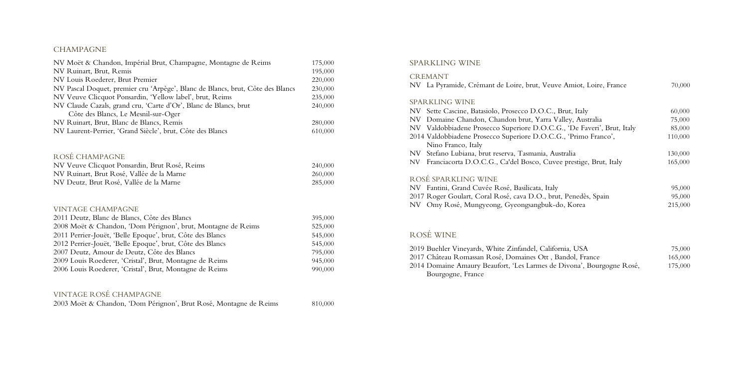## CHAMPAGNE

| | |
|---|---|
| NV Moët & Chandon, Impérial Brut, Champagne, Montagne de Reims | 175,000 |
| NV Ruinart, Brut, Remis | 195,000 |
| NV Louis Roederer, Brut Premier | 220,000 |
| NV Pascal Doquet, premier cru 'Arpège', Blanc de Blancs, brut, Côte des Blancs | 230,000 |
| NV Veuve Clicquot Ponsardin, 'Yellow label', brut, Reims | 235,000 |
| NV Claude Cazals, grand cru, 'Carte d'Or', Blanc de Blancs, brut Côte des Blancs, Le Mesnil-sur-Oger | 240,000 |
| NV Ruinart, Brut, Blanc de Blancs, Remis | 280,000 |
| NV Laurent-Perrier, 'Grand Siècle', brut, Côte des Blancs | 610,000 |

### ROSÉ CHAMPAGNE

| | |
|---|---|
| NV Veuve Clicquot Ponsardin, Brut Rosé, Reims | 240,000 |
| NV Ruinart, Brut Rosé, Vallée de la Marne | 260,000 |
| NV Deutz, Brut Rosé, Vallée de la Marne | 285,000 |

### VINTAGE CHAMPAGNE

| | |
|---|---|
| 2011 Deutz, Blanc de Blancs, Côte des Blancs | 395,000 |
| 2008 Moët & Chandon, 'Dom Pérignon', brut, Montagne de Reims | 525,000 |
| 2011 Perrier-Jouët, 'Belle Epoque', brut, Côte des Blancs | 545,000 |
| 2012 Perrier-Jouët, 'Belle Epoque', brut, Côte des Blancs | 545,000 |
| 2007 Deutz, Amour de Deutz, Côte des Blancs | 795,000 |
| 2009 Louis Roederer, 'Cristal', Brut, Montagne de Reims | 945,000 |
| 2006 Louis Roederer, 'Cristal', Brut, Montagne de Reims | 990,000 |

### VINTAGE ROSÉ CHAMPAGNE

| | |
|---|---|
| 2003 Moët & Chandon, 'Dom Pérignon', Brut Rosé, Montagne de Reims | 810,000 |

## SPARKLING WINE

### CREMANT

| | |
|---|---|
| NV La Pyramide, Crémant de Loire, brut, Veuve Amiot, Loire, France | 70,000 |

### SPARKLING WINE

| | |
|---|---|
| NV Sette Cascine, Batasiolo, Prosecco D.O.C., Brut, Italy | 60,000 |
| NV Domaine Chandon, Chandon brut, Yarra Valley, Australia | 75,000 |
| NV Valdobbiadene Prosecco Superiore D.O.C.G., 'De Faveri', Brut, Italy | 85,000 |
| 2014 Valdobbiadene Prosecco Superiore D.O.C.G., 'Primo Franco', Nino Franco, Italy | 110,000 |
| NV Stefano Lubiana, brut reserva, Tasmania, Australia | 130,000 |
| NV Franciacorta D.O.C.G., Ca'del Bosco, Cuvee prestige, Brut, Italy | 165,000 |

### ROSÉ SPARKLING WINE

| | |
|---|---|
| NV Fantini, Grand Cuvée Rosé, Basilicata, Italy | 95,000 |
| 2017 Roger Goulart, Coral Rosé, cava D.O., brut, Penedès, Spain | 95,000 |
| NV Omy Rosé, Mungyeong, Gyeongsangbuk-do, Korea | 215,000 |

## ROSÉ WINE

| | |
|---|---|
| 2019 Buehler Vineyards, White Zinfandel, California, USA | 75,000 |
| 2017 Château Romassan Rosé, Domaines Ott , Bandol, France | 165,000 |
| 2014 Domaine Amaury Beaufort, 'Les Larmes de Divona', Bourgogne Rosé, Bourgogne, France | 175,000 |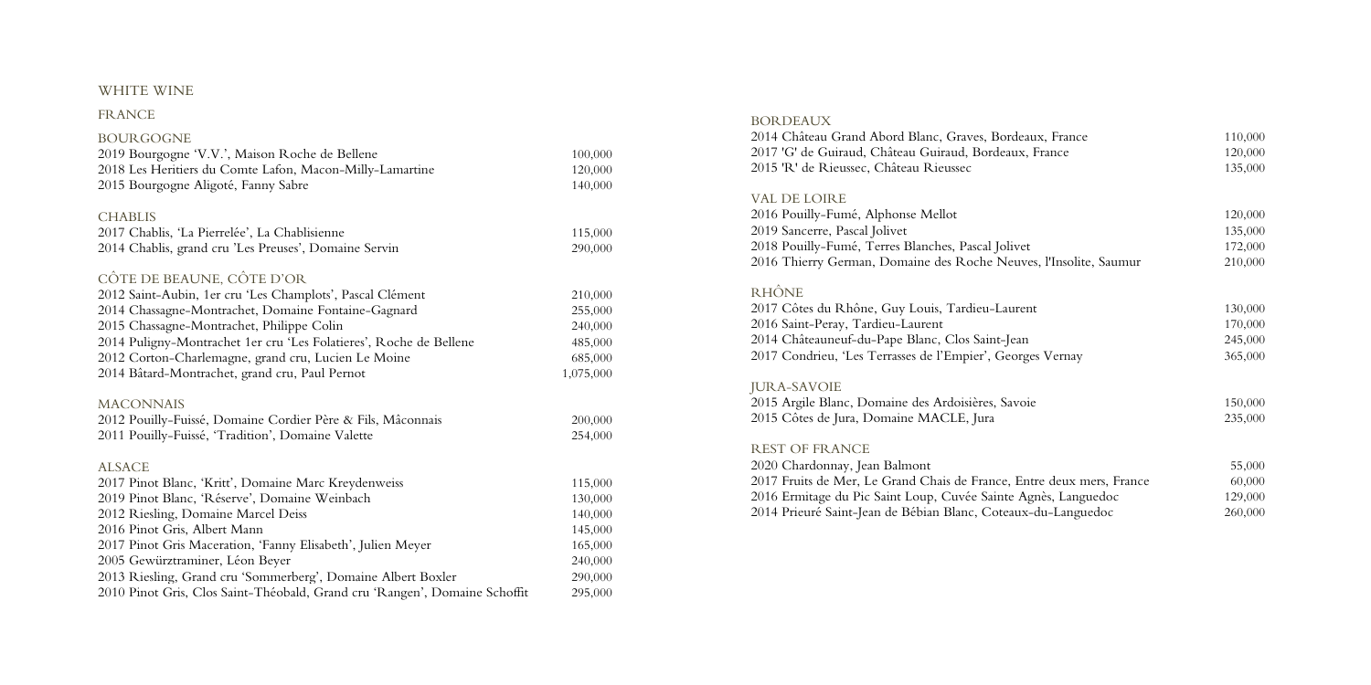# WHITE WINE

## FRANCE

### BOURGOGNE

| | |
|---|---|
| 2019 Bourgogne 'V.V.', Maison Roche de Bellene | 100,000 |
| 2018 Les Heritiers du Comte Lafon, Macon-Milly-Lamartine | 120,000 |
| 2015 Bourgogne Aligoté, Fanny Sabre | 140,000 |

### CHABLIS

| | |
|---|---|
| 2017 Chablis, 'La Pierrelée', La Chablisienne | 115,000 |
| 2014 Chablis, grand cru 'Les Preuses', Domaine Servin | 290,000 |

### CÔTE DE BEAUNE, CÔTE D'OR

| | |
|---|---|
| 2012 Saint-Aubin, 1er cru 'Les Champlots', Pascal Clément | 210,000 |
| 2014 Chassagne-Montrachet, Domaine Fontaine-Gagnard | 255,000 |
| 2015 Chassagne-Montrachet, Philippe Colin | 240,000 |
| 2014 Puligny-Montrachet 1er cru 'Les Folatieres', Roche de Bellene | 485,000 |
| 2012 Corton-Charlemagne, grand cru, Lucien Le Moine | 685,000 |
| 2014 Bâtard-Montrachet, grand cru, Paul Pernot | 1,075,000 |

### MACONNAIS

| | |
|---|---|
| 2012 Pouilly-Fuissé, Domaine Cordier Père & Fils, Mâconnais | 200,000 |
| 2011 Pouilly-Fuissé, 'Tradition', Domaine Valette | 254,000 |

### ALSACE

| | |
|---|---|
| 2017 Pinot Blanc, 'Kritt', Domaine Marc Kreydenweiss | 115,000 |
| 2019 Pinot Blanc, 'Réserve', Domaine Weinbach | 130,000 |
| 2012 Riesling, Domaine Marcel Deiss | 140,000 |
| 2016 Pinot Gris, Albert Mann | 145,000 |
| 2017 Pinot Gris Maceration, 'Fanny Elisabeth', Julien Meyer | 165,000 |
| 2005 Gewürztraminer, Léon Beyer | 240,000 |
| 2013 Riesling, Grand cru 'Sommerberg', Domaine Albert Boxler | 290,000 |
| 2010 Pinot Gris, Clos Saint-Théobald, Grand cru 'Rangen', Domaine Schoffit | 295,000 |

### BORDEAUX

| | |
|---|---|
| 2014 Château Grand Abord Blanc, Graves, Bordeaux, France | 110,000 |
| 2017 'G' de Guiraud, Château Guiraud, Bordeaux, France | 120,000 |
| 2015 'R' de Rieussec, Château Rieussec | 135,000 |

### VAL DE LOIRE

| | |
|---|---|
| 2016 Pouilly-Fumé, Alphonse Mellot | 120,000 |
| 2019 Sancerre, Pascal Jolivet | 135,000 |
| 2018 Pouilly-Fumé, Terres Blanches, Pascal Jolivet | 172,000 |
| 2016 Thierry German, Domaine des Roche Neuves, l'Insolite, Saumur | 210,000 |

### RHÔNE

| | |
|---|---|
| 2017 Côtes du Rhône, Guy Louis, Tardieu-Laurent | 130,000 |
| 2016 Saint-Peray, Tardieu-Laurent | 170,000 |
| 2014 Châteauneuf-du-Pape Blanc, Clos Saint-Jean | 245,000 |
| 2017 Condrieu, 'Les Terrasses de l'Empier', Georges Vernay | 365,000 |

### JURA-SAVOIE

| | |
|---|---|
| 2015 Argile Blanc, Domaine des Ardoisières, Savoie | 150,000 |
| 2015 Côtes de Jura, Domaine MACLE, Jura | 235,000 |

### REST OF FRANCE

| | |
|---|---|
| 2020 Chardonnay, Jean Balmont | 55,000 |
| 2017 Fruits de Mer, Le Grand Chais de France, Entre deux mers, France | 60,000 |
| 2016 Ermitage du Pic Saint Loup, Cuvée Sainte Agnès, Languedoc | 129,000 |
| 2014 Prieuré Saint-Jean de Bébian Blanc, Coteaux-du-Languedoc | 260,000 |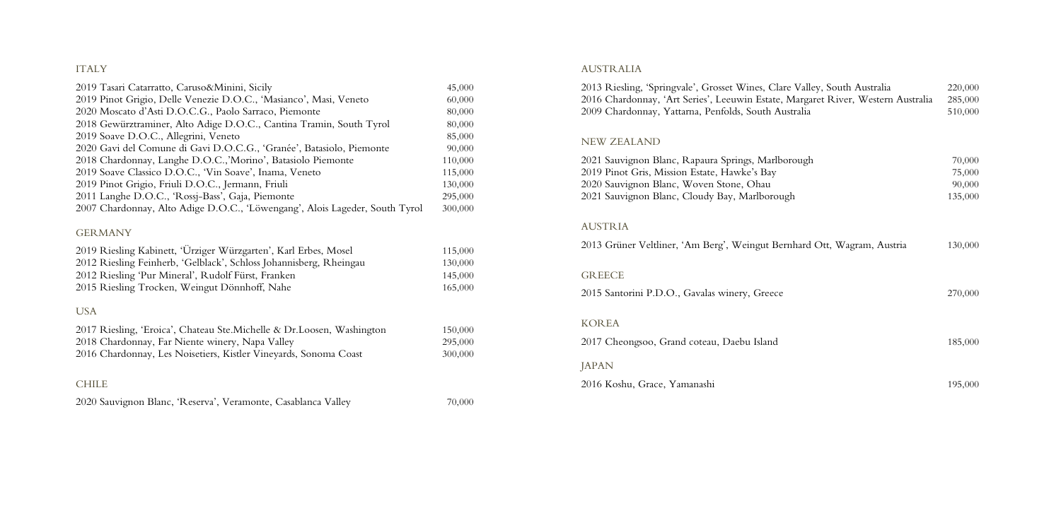## ITALY

| Wine | Price |
|---|---|
| 2019 Tasari Catarratto, Caruso&Minini, Sicily | 45,000 |
| 2019 Pinot Grigio, Delle Venezie D.O.C., 'Masianco', Masi, Veneto | 60,000 |
| 2020 Moscato d'Asti D.O.C.G., Paolo Sarraco, Piemonte | 80,000 |
| 2018 Gewürztraminer, Alto Adige D.O.C., Cantina Tramin, South Tyrol | 80,000 |
| 2019 Soave D.O.C., Allegrini, Veneto | 85,000 |
| 2020 Gavi del Comune di Gavi D.O.C.G., 'Granée', Batasiolo, Piemonte | 90,000 |
| 2018 Chardonnay, Langhe D.O.C.,'Morino', Batasiolo Piemonte | 110,000 |
| 2019 Soave Classico D.O.C., 'Vin Soave', Inama, Veneto | 115,000 |
| 2019 Pinot Grigio, Friuli D.O.C., Jermann, Friuli | 130,000 |
| 2011 Langhe D.O.C., 'Rossj-Bass', Gaja, Piemonte | 295,000 |
| 2007 Chardonnay, Alto Adige D.O.C., 'Löwengang', Alois Lageder, South Tyrol | 300,000 |

## GERMANY

| Wine | Price |
|---|---|
| 2019 Riesling Kabinett, 'Ürziger Würzgarten', Karl Erbes, Mosel | 115,000 |
| 2012 Riesling Feinherb, 'Gelblack', Schloss Johannisberg, Rheingau | 130,000 |
| 2012 Riesling 'Pur Mineral', Rudolf Fürst, Franken | 145,000 |
| 2015 Riesling Trocken, Weingut Dönnhoff, Nahe | 165,000 |

## USA

| Wine | Price |
|---|---|
| 2017 Riesling, 'Eroica', Chateau Ste.Michelle & Dr.Loosen, Washington | 150,000 |
| 2018 Chardonnay, Far Niente winery, Napa Valley | 295,000 |
| 2016 Chardonnay, Les Noisetiers, Kistler Vineyards, Sonoma Coast | 300,000 |

## CHILE

| Wine | Price |
|---|---|
| 2020 Sauvignon Blanc, 'Reserva', Veramonte, Casablanca Valley | 70,000 |

## AUSTRALIA

| Wine | Price |
|---|---|
| 2013 Riesling, 'Springvale', Grosset Wines, Clare Valley, South Australia | 220,000 |
| 2016 Chardonnay, 'Art Series', Leeuwin Estate, Margaret River, Western Australia | 285,000 |
| 2009 Chardonnay, Yattarna, Penfolds, South Australia | 510,000 |

## NEW ZEALAND

| Wine | Price |
|---|---|
| 2021 Sauvignon Blanc, Rapaura Springs, Marlborough | 70,000 |
| 2019 Pinot Gris, Mission Estate, Hawke's Bay | 75,000 |
| 2020 Sauvignon Blanc, Woven Stone, Ohau | 90,000 |
| 2021 Sauvignon Blanc, Cloudy Bay, Marlborough | 135,000 |

## AUSTRIA

| Wine | Price |
|---|---|
| 2013 Grüner Veltliner, 'Am Berg', Weingut Bernhard Ott, Wagram, Austria | 130,000 |

## GREECE

| Wine | Price |
|---|---|
| 2015 Santorini P.D.O., Gavalas winery, Greece | 270,000 |

## KOREA

| Wine | Price |
|---|---|
| 2017 Cheongsoo, Grand coteau, Daebu Island | 185,000 |

## JAPAN

| Wine | Price |
|---|---|
| 2016 Koshu, Grace, Yamanashi | 195,000 |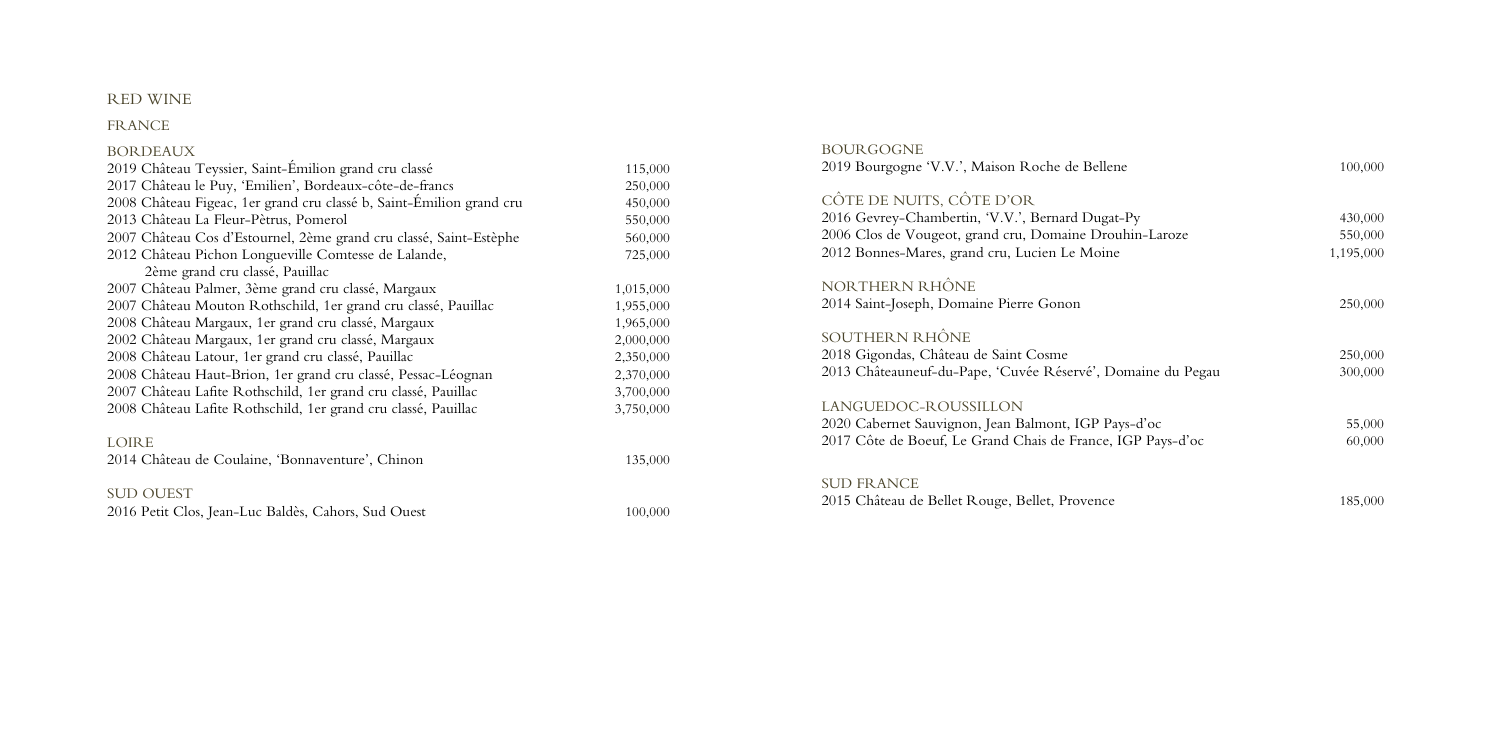# RED WINE

## FRANCE

### BORDEAUX

| Wine | Price |
| --- | --- |
| 2019 Château Teyssier, Saint-Émilion grand cru classé | 115,000 |
| 2017 Château le Puy, 'Emilien', Bordeaux-côte-de-francs | 250,000 |
| 2008 Château Figeac, 1er grand cru classé b, Saint-Émilion grand cru | 450,000 |
| 2013 Château La Fleur-Pètrus, Pomerol | 550,000 |
| 2007 Château Cos d'Estournel, 2ème grand cru classé, Saint-Estèphe | 560,000 |
| 2012 Château Pichon Longueville Comtesse de Lalande, 2ème grand cru classé, Pauillac | 725,000 |
| 2007 Château Palmer, 3ème grand cru classé, Margaux | 1,015,000 |
| 2007 Château Mouton Rothschild, 1er grand cru classé, Pauillac | 1,955,000 |
| 2008 Château Margaux, 1er grand cru classé, Margaux | 1,965,000 |
| 2002 Château Margaux, 1er grand cru classé, Margaux | 2,000,000 |
| 2008 Château Latour, 1er grand cru classé, Pauillac | 2,350,000 |
| 2008 Château Haut-Brion, 1er grand cru classé, Pessac-Léognan | 2,370,000 |
| 2007 Château Lafite Rothschild, 1er grand cru classé, Pauillac | 3,700,000 |
| 2008 Château Lafite Rothschild, 1er grand cru classé, Pauillac | 3,750,000 |

### LOIRE

| Wine | Price |
| --- | --- |
| 2014 Château de Coulaine, 'Bonnaventure', Chinon | 135,000 |

### SUD OUEST

| Wine | Price |
| --- | --- |
| 2016 Petit Clos, Jean-Luc Baldès, Cahors, Sud Ouest | 100,000 |

### BOURGOGNE

| Wine | Price |
| --- | --- |
| 2019 Bourgogne 'V.V.', Maison Roche de Bellene | 100,000 |

### CÔTE DE NUITS, CÔTE D'OR

| Wine | Price |
| --- | --- |
| 2016 Gevrey-Chambertin, 'V.V.', Bernard Dugat-Py | 430,000 |
| 2006 Clos de Vougeot, grand cru, Domaine Drouhin-Laroze | 550,000 |
| 2012 Bonnes-Mares, grand cru, Lucien Le Moine | 1,195,000 |

### NORTHERN RHÔNE

| Wine | Price |
| --- | --- |
| 2014 Saint-Joseph, Domaine Pierre Gonon | 250,000 |

### SOUTHERN RHÔNE

| Wine | Price |
| --- | --- |
| 2018 Gigondas, Château de Saint Cosme | 250,000 |
| 2013 Châteauneuf-du-Pape, 'Cuvée Réservé', Domaine du Pegau | 300,000 |

### LANGUEDOC-ROUSSILLON

| Wine | Price |
| --- | --- |
| 2020 Cabernet Sauvignon, Jean Balmont, IGP Pays-d'oc | 55,000 |
| 2017 Côte de Boeuf, Le Grand Chais de France, IGP Pays-d'oc | 60,000 |

### SUD FRANCE

| Wine | Price |
| --- | --- |
| 2015 Château de Bellet Rouge, Bellet, Provence | 185,000 |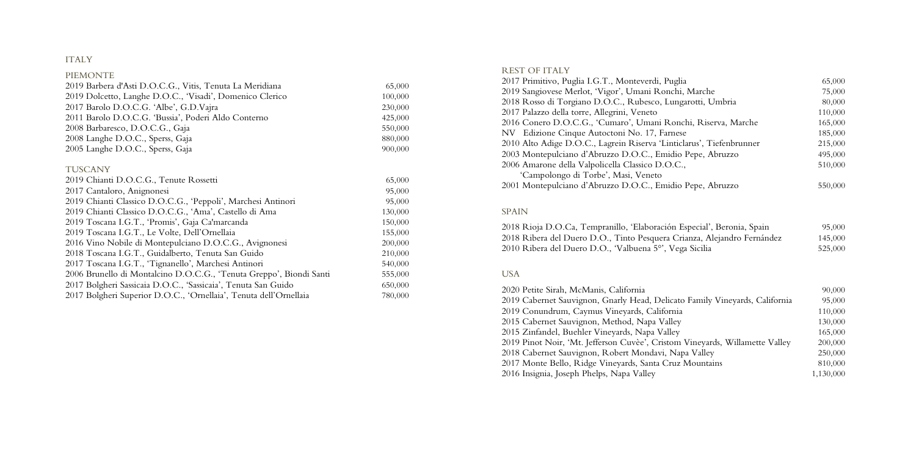# ITALY

## PIEMONTE

| Wine | Price |
| --- | --- |
| 2019 Barbera d'Asti D.O.C.G., Vitis, Tenuta La Meridiana | 65,000 |
| 2019 Dolcetto, Langhe D.O.C., 'Visadi', Domenico Clerico | 100,000 |
| 2017 Barolo D.O.C.G. 'Albe', G.D.Vajra | 230,000 |
| 2011 Barolo D.O.C.G. 'Bussia', Poderi Aldo Conterno | 425,000 |
| 2008 Barbaresco, D.O.C.G., Gaja | 550,000 |
| 2008 Langhe D.O.C., Sperss, Gaja | 880,000 |
| 2005 Langhe D.O.C., Sperss, Gaja | 900,000 |

## TUSCANY

| Wine | Price |
| --- | --- |
| 2019 Chianti D.O.C.G., Tenute Rossetti | 65,000 |
| 2017 Cantaloro, Anignonesi | 95,000 |
| 2019 Chianti Classico D.O.C.G., 'Peppoli', Marchesi Antinori | 95,000 |
| 2019 Chianti Classico D.O.C.G., 'Ama', Castello di Ama | 130,000 |
| 2019 Toscana I.G.T., 'Promis', Gaja Ca'marcanda | 150,000 |
| 2019 Toscana I.G.T., Le Volte, Dell'Ornellaia | 155,000 |
| 2016 Vino Nobile di Montepulciano D.O.C.G., Avignonesi | 200,000 |
| 2018 Toscana I.G.T., Guidalberto, Tenuta San Guido | 210,000 |
| 2017 Toscana I.G.T., 'Tignanello', Marchesi Antinori | 540,000 |
| 2006 Brunello di Montalcino D.O.C.G., 'Tenuta Greppo', Biondi Santi | 555,000 |
| 2017 Bolgheri Sassicaia D.O.C., 'Sassicaia', Tenuta San Guido | 650,000 |
| 2017 Bolgheri Superior D.O.C., 'Ornellaia', Tenuta dell'Ornellaia | 780,000 |

## REST OF ITALY

| Wine | Price |
| --- | --- |
| 2017 Primitivo, Puglia I.G.T., Monteverdi, Puglia | 65,000 |
| 2019 Sangiovese Merlot, 'Vigor', Umani Ronchi, Marche | 75,000 |
| 2018 Rosso di Torgiano D.O.C., Rubesco, Lungarotti, Umbria | 80,000 |
| 2017 Palazzo della torre, Allegrini, Veneto | 110,000 |
| 2016 Conero D.O.C.G., 'Cumaro', Umani Ronchi, Riserva, Marche | 165,000 |
| NV Edizione Cinque Autoctoni No. 17, Farnese | 185,000 |
| 2010 Alto Adige D.O.C., Lagrein Riserva 'Linticlarus', Tiefenbrunner | 215,000 |
| 2003 Montepulciano d'Abruzzo D.O.C., Emidio Pepe, Abruzzo | 495,000 |
| 2006 Amarone della Valpolicella Classico D.O.C., 'Campolongo di Torbe', Masi, Veneto | 510,000 |
| 2001 Montepulciano d'Abruzzo D.O.C., Emidio Pepe, Abruzzo | 550,000 |

## SPAIN

| Wine | Price |
| --- | --- |
| 2018 Rioja D.O.Ca, Tempranillo, 'Elaboración Especial', Beronia, Spain | 95,000 |
| 2018 Ribera del Duero D.O., Tinto Pesquera Crianza, Alejandro Fernández | 145,000 |
| 2010 Ribera del Duero D.O., 'Valbuena 5°', Vega Sicilia | 525,000 |

## USA

| Wine | Price |
| --- | --- |
| 2020 Petite Sirah, McManis, California | 90,000 |
| 2019 Cabernet Sauvignon, Gnarly Head, Delicato Family Vineyards, California | 95,000 |
| 2019 Conundrum, Caymus Vineyards, California | 110,000 |
| 2015 Cabernet Sauvignon, Method, Napa Valley | 130,000 |
| 2015 Zinfandel, Buehler Vineyards, Napa Valley | 165,000 |
| 2019 Pinot Noir, 'Mt. Jefferson Cuvèe', Cristom Vineyards, Willamette Valley | 200,000 |
| 2018 Cabernet Sauvignon, Robert Mondavi, Napa Valley | 250,000 |
| 2017 Monte Bello, Ridge Vineyards, Santa Cruz Mountains | 810,000 |
| 2016 Insignia, Joseph Phelps, Napa Valley | 1,130,000 |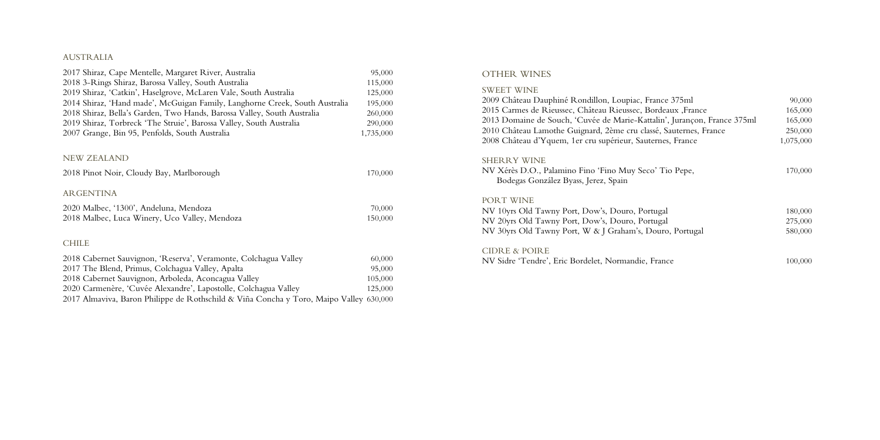## AUSTRALIA

| | |
|---|---|
| 2017 Shiraz, Cape Mentelle, Margaret River, Australia | 95,000 |
| 2018 3-Rings Shiraz, Barossa Valley, South Australia | 115,000 |
| 2019 Shiraz, 'Catkin', Haselgrove, McLaren Vale, South Australia | 125,000 |
| 2014 Shiraz, 'Hand made', McGuigan Family, Langhorne Creek, South Australia | 195,000 |
| 2018 Shiraz, Bella's Garden, Two Hands, Barossa Valley, South Australia | 260,000 |
| 2019 Shiraz, Torbreck 'The Struie', Barossa Valley, South Australia | 290,000 |
| 2007 Grange, Bin 95, Penfolds, South Australia | 1,735,000 |

## NEW ZEALAND

| | |
|---|---|
| 2018 Pinot Noir, Cloudy Bay, Marlborough | 170,000 |

## ARGENTINA

| | |
|---|---|
| 2020 Malbec, '1300', Andeluna, Mendoza | 70,000 |
| 2018 Malbec, Luca Winery, Uco Valley, Mendoza | 150,000 |

## CHILE

| | |
|---|---|
| 2018 Cabernet Sauvignon, 'Reserva', Veramonte, Colchagua Valley | 60,000 |
| 2017 The Blend, Primus, Colchagua Valley, Apalta | 95,000 |
| 2018 Cabernet Sauvignon, Arboleda, Aconcagua Valley | 105,000 |
| 2020 Carmenère, 'Cuvée Alexandre', Lapostolle, Colchagua Valley | 125,000 |
| 2017 Almaviva, Baron Philippe de Rothschild & Viña Concha y Toro, Maipo Valley | 630,000 |

## OTHER WINES

### SWEET WINE

| | |
|---|---|
| 2009 Château Dauphiné Rondillon, Loupiac, France 375ml | 90,000 |
| 2015 Carmes de Rieussec, Château Rieussec, Bordeaux ,France | 165,000 |
| 2013 Domaine de Souch, 'Cuvée de Marie-Kattalin', Jurançon, France 375ml | 165,000 |
| 2010 Château Lamothe Guignard, 2ème cru classé, Sauternes, France | 250,000 |
| 2008 Château d'Yquem, 1er cru supérieur, Sauternes, France | 1,075,000 |

### SHERRY WINE

| | |
|---|---|
| NV Xérès D.O., Palamino Fino 'Fino Muy Seco' Tio Pepe, Bodegas González Byass, Jerez, Spain | 170,000 |

### PORT WINE

| | |
|---|---|
| NV 10yrs Old Tawny Port, Dow's, Douro, Portugal | 180,000 |
| NV 20yrs Old Tawny Port, Dow's, Douro, Portugal | 275,000 |
| NV 30yrs Old Tawny Port, W & J Graham's, Douro, Portugal | 580,000 |

### CIDRE & POIRE

| | |
|---|---|
| NV Sidre 'Tendre', Eric Bordelet, Normandie, France | 100,000 |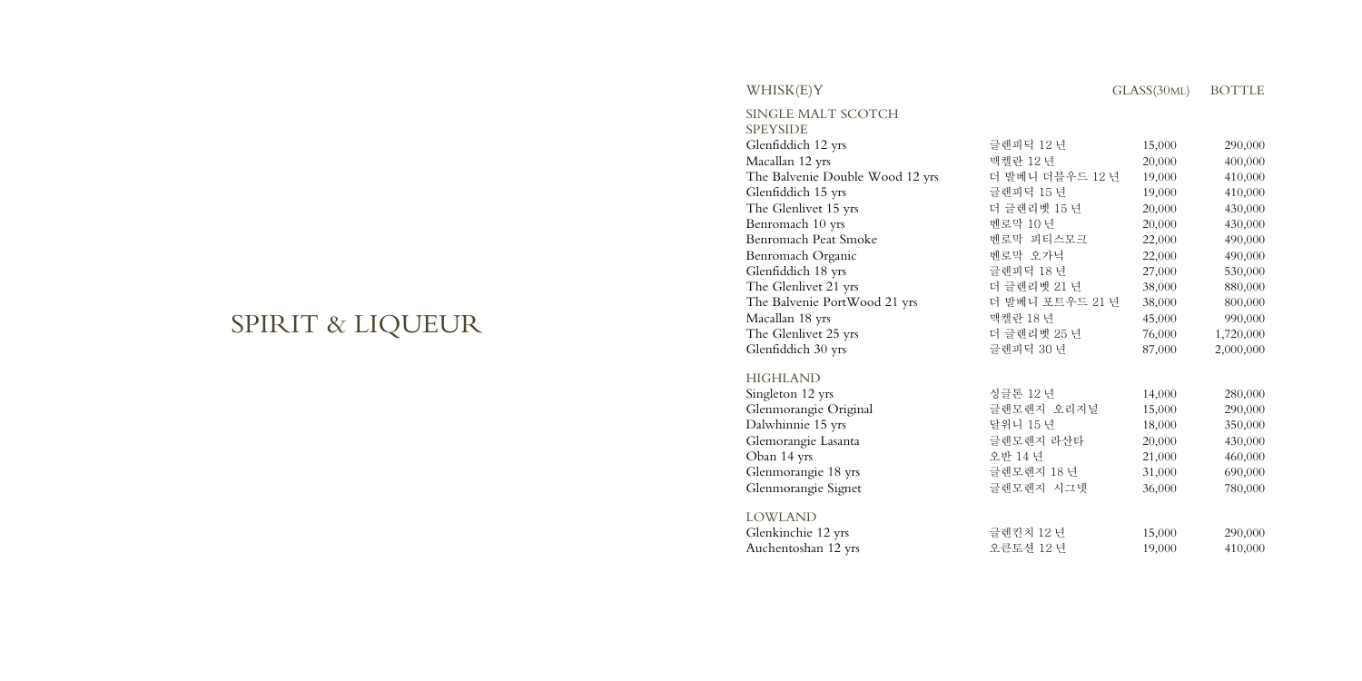# SPIRIT & LIQUEUR

| WHISK(E)Y | | GLASS(30ML) | BOTTLE |
|---|---|---|---|
| **SINGLE MALT SCOTCH** | | | |
| **SPEYSIDE** | | | |
| Glenfiddich 12 yrs | 글렌피딕 12 년 | 15,000 | 290,000 |
| Macallan 12 yrs | 맥캘란 12 년 | 20,000 | 400,000 |
| The Balvenie Double Wood 12 yrs | 더 발베니 더블우드 12 년 | 19,000 | 410,000 |
| Glenfiddich 15 yrs | 글렌피딕 15 년 | 19,000 | 410,000 |
| The Glenlivet 15 yrs | 더 글렌리벳 15 년 | 20,000 | 430,000 |
| Benromach 10 yrs | 벤로막 10 년 | 20,000 | 430,000 |
| Benromach Peat Smoke | 벤로막 피티스모크 | 22,000 | 490,000 |
| Benromach Organic | 벤로막 오가닉 | 22,000 | 490,000 |
| Glenfiddich 18 yrs | 글렌피딕 18 년 | 27,000 | 530,000 |
| The Glenlivet 21 yrs | 더 글렌리벳 21 년 | 38,000 | 880,000 |
| The Balvenie PortWood 21 yrs | 더 발베니 포트우드 21 년 | 38,000 | 800,000 |
| Macallan 18 yrs | 맥캘란 18 년 | 45,000 | 990,000 |
| The Glenlivet 25 yrs | 더 글렌리벳 25 년 | 76,000 | 1,720,000 |
| Glenfiddich 30 yrs | 글렌피딕 30 년 | 87,000 | 2,000,000 |
| **HIGHLAND** | | | |
| Singleton 12 yrs | 싱글톤 12 년 | 14,000 | 280,000 |
| Glenmorangie Original | 글렌모렌지 오리지널 | 15,000 | 290,000 |
| Dalwhinnie 15 yrs | 달위니 15 년 | 18,000 | 350,000 |
| Glemorangie Lasanta | 글렌모렌지 라산타 | 20,000 | 430,000 |
| Oban 14 yrs | 오반 14 년 | 21,000 | 460,000 |
| Glenmorangie 18 yrs | 글렌모렌지 18 년 | 31,000 | 690,000 |
| Glenmorangie Signet | 글렌모렌지 시그넷 | 36,000 | 780,000 |
| **LOWLAND** | | | |
| Glenkinchie 12 yrs | 글렌킨치 12 년 | 15,000 | 290,000 |
| Auchentoshan 12 yrs | 오큰토션 12 년 | 19,000 | 410,000 |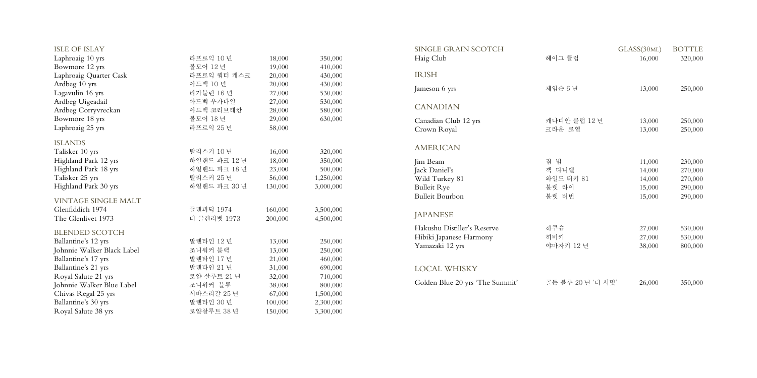## ISLE OF ISLAY

| | | GLASS(30ML) | BOTTLE |
|---|---|---|---|
| Laphroaig 10 yrs | 라프로익 10 년 | 18,000 | 350,000 |
| Bowmore 12 yrs | 보모어 12 년 | 19,000 | 410,000 |
| Laphroaig Quarter Cask | 라프로익 쿼터 캐스크 | 20,000 | 430,000 |
| Ardbeg 10 yrs | 아드벡 10 년 | 20,000 | 430,000 |
| Lagavulin 16 yrs | 라가불린 16 년 | 27,000 | 530,000 |
| Ardbeg Uigeadail | 아드벡 우가다일 | 27,000 | 530,000 |
| Ardbeg Corryvreckan | 아드벡 코리브레칸 | 28,000 | 580,000 |
| Bowmore 18 yrs | 보모어 18 년 | 29,000 | 630,000 |
| Laphroaig 25 yrs | 라프로익 25 년 | 58,000 | |

## ISLANDS

| | | GLASS(30ML) | BOTTLE |
|---|---|---|---|
| Talisker 10 yrs | 탈리스커 10 년 | 16,000 | 320,000 |
| Highland Park 12 yrs | 하일랜드 파크 12 년 | 18,000 | 350,000 |
| Highland Park 18 yrs | 하일랜드 파크 18 년 | 23,000 | 500,000 |
| Talisker 25 yrs | 탈리스커 25 년 | 56,000 | 1,250,000 |
| Highland Park 30 yrs | 하일랜드 파크 30 년 | 130,000 | 3,000,000 |

## VINTAGE SINGLE MALT

| | | GLASS(30ML) | BOTTLE |
|---|---|---|---|
| Glenfiddich 1974 | 글렌피딕 1974 | 160,000 | 3,500,000 |
| The Glenlivet 1973 | 더 글렌리벳 1973 | 200,000 | 4,500,000 |

## BLENDED SCOTCH

| | | GLASS(30ML) | BOTTLE |
|---|---|---|---|
| Ballantine's 12 yrs | 발렌타인 12 년 | 13,000 | 250,000 |
| Johnnie Walker Black Label | 조니워커 블랙 | 13,000 | 250,000 |
| Ballantine's 17 yrs | 발렌타인 17 년 | 21,000 | 460,000 |
| Ballantine's 21 yrs | 발렌타인 21 년 | 31,000 | 690,000 |
| Royal Salute 21 yrs | 로얄 살루트 21 년 | 32,000 | 710,000 |
| Johnnie Walker Blue Label | 조니워커 블루 | 38,000 | 800,000 |
| Chivas Regal 25 yrs | 시바스리갈 25 년 | 67,000 | 1,500,000 |
| Ballantine's 30 yrs | 발렌타인 30 년 | 100,000 | 2,300,000 |
| Royal Salute 38 yrs | 로얄살루트 38 년 | 150,000 | 3,300,000 |

## SINGLE GRAIN SCOTCH

| | | GLASS(30ML) | BOTTLE |
|---|---|---|---|
| Haig Club | 헤이그 클럽 | 16,000 | 320,000 |

## IRISH

| | | GLASS(30ML) | BOTTLE |
|---|---|---|---|
| Jameson 6 yrs | 제임슨 6 년 | 13,000 | 250,000 |

## CANADIAN

| | | GLASS(30ML) | BOTTLE |
|---|---|---|---|
| Canadian Club 12 yrs | 캐나디안 클럽 12 년 | 13,000 | 250,000 |
| Crown Royal | 크라운 로열 | 13,000 | 250,000 |

## AMERICAN

| | | GLASS(30ML) | BOTTLE |
|---|---|---|---|
| Jim Beam | 짐 빔 | 11,000 | 230,000 |
| Jack Daniel's | 잭 다니엘 | 14,000 | 270,000 |
| Wild Turkey 81 | 와일드 터키 81 | 14,000 | 270,000 |
| Bulleit Rye | 불렛 라이 | 15,000 | 290,000 |
| Bulleit Bourbon | 불렛 버번 | 15,000 | 290,000 |

## JAPANESE

| | | GLASS(30ML) | BOTTLE |
|---|---|---|---|
| Hakushu Distiller's Reserve | 하쿠슈 | 27,000 | 530,000 |
| Hibiki Japanese Harmony | 히비키 | 27,000 | 530,000 |
| Yamazaki 12 yrs | 야마자키 12 년 | 38,000 | 800,000 |

## LOCAL WHISKY

| | | GLASS(30ML) | BOTTLE |
|---|---|---|---|
| Golden Blue 20 yrs 'The Summit' | 골든 블루 20 년 '더 서밋' | 26,000 | 350,000 |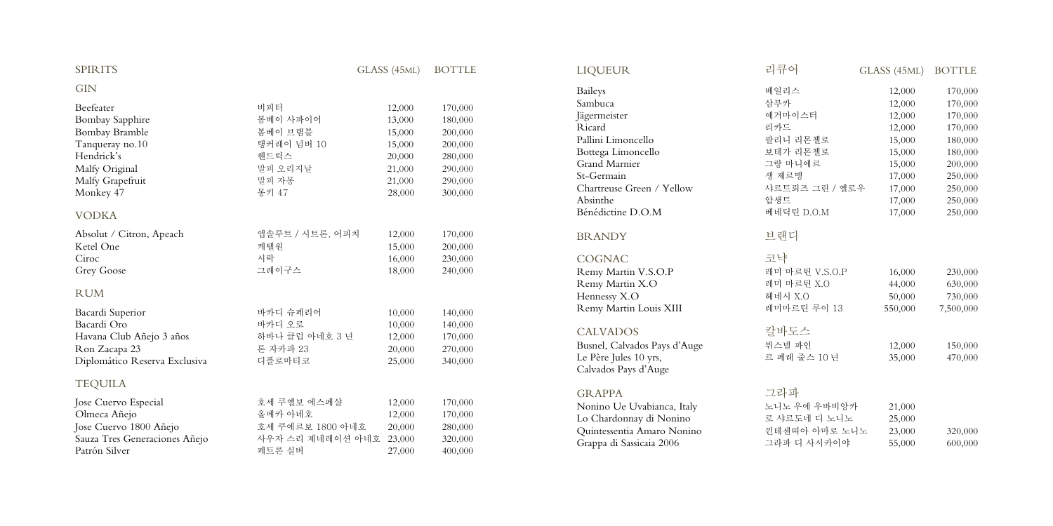## SPIRITS

### GIN

| | | GLASS (45ML) | BOTTLE |
|---|---|---|---|
| Beefeater | 비피터 | 12,000 | 170,000 |
| Bombay Sapphire | 봄베이 사파이어 | 13,000 | 180,000 |
| Bombay Bramble | 봄베이 브램블 | 15,000 | 200,000 |
| Tanqueray no.10 | 탱커레이 넘버 10 | 15,000 | 200,000 |
| Hendrick's | 헨드릭스 | 20,000 | 280,000 |
| Malfy Original | 말피 오리지날 | 21,000 | 290,000 |
| Malfy Grapefruit | 말피 자몽 | 21,000 | 290,000 |
| Monkey 47 | 몽키 47 | 28,000 | 300,000 |

### VODKA

| | | GLASS (45ML) | BOTTLE |
|---|---|---|---|
| Absolut / Citron, Apeach | 앱솔루트 / 시트론, 어피치 | 12,000 | 170,000 |
| Ketel One | 케텔원 | 15,000 | 200,000 |
| Ciroc | 시락 | 16,000 | 230,000 |
| Grey Goose | 그레이구스 | 18,000 | 240,000 |

### RUM

| | | GLASS (45ML) | BOTTLE |
|---|---|---|---|
| Bacardi Superior | 바카디 슈페리어 | 10,000 | 140,000 |
| Bacardi Oro | 바카디 오로 | 10,000 | 140,000 |
| Havana Club Añejo 3 años | 하바나 클럽 아녜호 3 년 | 12,000 | 170,000 |
| Ron Zacapa 23 | 론 자카파 23 | 20,000 | 270,000 |
| Diplomático Reserva Exclusiva | 디플로마티코 | 25,000 | 340,000 |

### TEQUILA

| | | GLASS (45ML) | BOTTLE |
|---|---|---|---|
| Jose Cuervo Especial | 호세 쿠엘보 에스페샬 | 12,000 | 170,000 |
| Olmeca Añejo | 올메카 아녜호 | 12,000 | 170,000 |
| Jose Cuervo 1800 Añejo | 호세 쿠에르보 1800 아네호 | 20,000 | 280,000 |
| Sauza Tres Generaciones Añejo | 사우자 스리 제네레이션 아네호 | 23,000 | 320,000 |
| Patrón Silver | 페트론 실버 | 27,000 | 400,000 |

## LIQUEUR 리큐어

| | | GLASS (45ML) | BOTTLE |
|---|---|---|---|
| Baileys | 베일리스 | 12,000 | 170,000 |
| Sambuca | 삼부카 | 12,000 | 170,000 |
| Jägermeister | 예거마이스터 | 12,000 | 170,000 |
| Ricard | 리카드 | 12,000 | 170,000 |
| Pallini Limoncello | 팔리니 리몬첼로 | 15,000 | 180,000 |
| Bottega Limoncello | 보테가 리몬첼로 | 15,000 | 180,000 |
| Grand Marnier | 그랑 마니에르 | 15,000 | 200,000 |
| St-Germain | 생 제르맹 | 17,000 | 250,000 |
| Chartreuse Green / Yellow | 샤르트뢰즈 그린 / 옐로우 | 17,000 | 250,000 |
| Absinthe | 압생트 | 17,000 | 250,000 |
| Bénédictine D.O.M | 베네딕틴 D.O.M | 17,000 | 250,000 |

## BRANDY 브랜디

### COGNAC 코냑

| | | GLASS (45ML) | BOTTLE |
|---|---|---|---|
| Remy Martin V.S.O.P | 레미 마르틴 V.S.O.P | 16,000 | 230,000 |
| Remy Martin X.O | 레미 마르틴 X.O | 44,000 | 630,000 |
| Hennessy X.O | 헤네시 X.O | 50,000 | 730,000 |
| Remy Martin Louis XIII | 레미마르틴 루이 13 | 550,000 | 7,500,000 |

### CALVADOS 칼바도스

| | | GLASS (45ML) | BOTTLE |
|---|---|---|---|
| Busnel, Calvados Pays d'Auge | 뷔스넬 파인 | 12,000 | 150,000 |
| Le Père Jules 10 yrs, Calvados Pays d'Auge | 르 페레 줄스 10 년 | 35,000 | 470,000 |

### GRAPPA 그라파

| | | GLASS (45ML) | BOTTLE |
|---|---|---|---|
| Nonino Ue Uvabianca, Italy | 노니노 우에 우바비앙카 | 21,000 | |
| Lo Chardonnay di Nonino | 로 샤르도네 디 노니노 | 25,000 | |
| Quintessentia Amaro Nonino | 킨테센띠아 아마로 노니노 | 23,000 | 320,000 |
| Grappa di Sassicaia 2006 | 그라파 디 사시카이야 | 55,000 | 600,000 |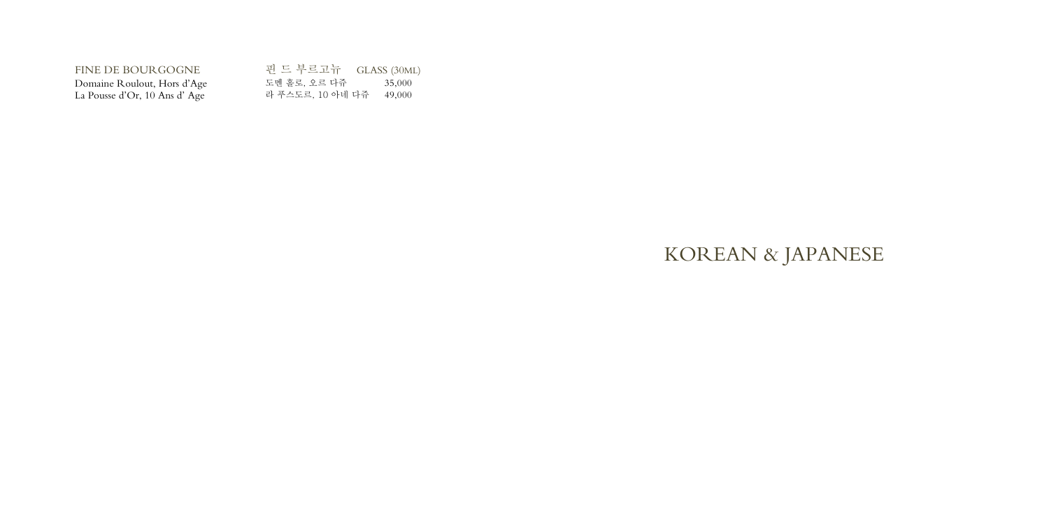| FINE DE BOURGOGNE | 핀 드 부르고뉴 | GLASS (30ML) |
|---|---|---|
| Domaine Roulout, Hors d'Age | 도멘 훌로, 오르 다쥬 | 35,000 |
| La Pousse d'Or, 10 Ans d' Age | 라 푸스도르, 10 아네 다쥬 | 49,000 |

# KOREAN & JAPANESE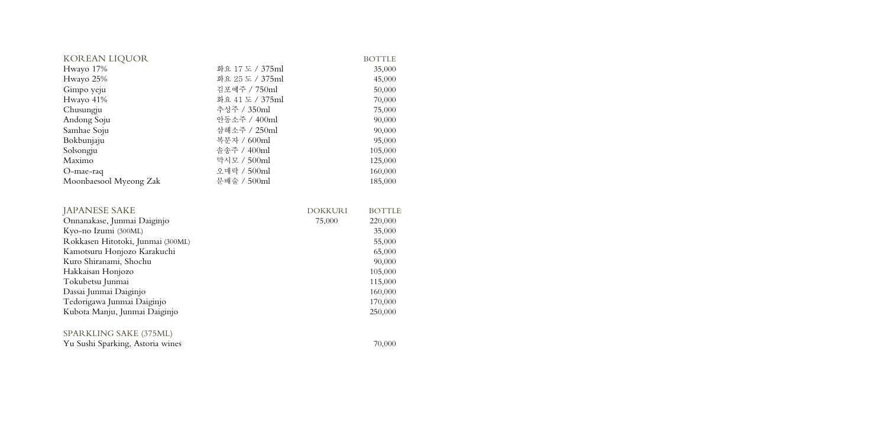| KOREAN LIQUOR | | BOTTLE |
|---|---|---|
| Hwayo 17% | 화요 17 도 / 375ml | 35,000 |
| Hwayo 25% | 화요 25 도 / 375ml | 45,000 |
| Gimpo yeju | 김포예주 / 750ml | 50,000 |
| Hwayo 41% | 화요 41 도 / 375ml | 70,000 |
| Chusungju | 추성주 / 350ml | 75,000 |
| Andong Soju | 안동소주 / 400ml | 90,000 |
| Samhae Soju | 삼해소주 / 250ml | 90,000 |
| Bokbunjaju | 복분자 / 600ml | 95,000 |
| Solsongju | 솔송주 / 400ml | 105,000 |
| Maximo | 막시모 / 500ml | 125,000 |
| O-mae-raq | 오매락 / 500ml | 160,000 |
| Moonbaesool Myeong Zak | 문배술 / 500ml | 185,000 |

| JAPANESE SAKE | DOKKURI | BOTTLE |
|---|---|---|
| Onnanakase, Junmai Daiginjo | 75,000 | 220,000 |
| Kyo-no Izumi (300ML) | | 35,000 |
| Rokkasen Hitotoki, Junmai (300ML) | | 55,000 |
| Kamotsuru Honjozo Karakuchi | | 65,000 |
| Kuro Shiranami, Shochu | | 90,000 |
| Hakkaisan Honjozo | | 105,000 |
| Tokubetsu Junmai | | 115,000 |
| Dassai Junmai Daiginjo | | 160,000 |
| Tedorigawa Junmai Daiginjo | | 170,000 |
| Kubota Manju, Junmai Daiginjo | | 250,000 |

| SPARKLING SAKE (375ML) | |
|---|---|
| Yu Sushi Sparking, Astoria wines | 70,000 |